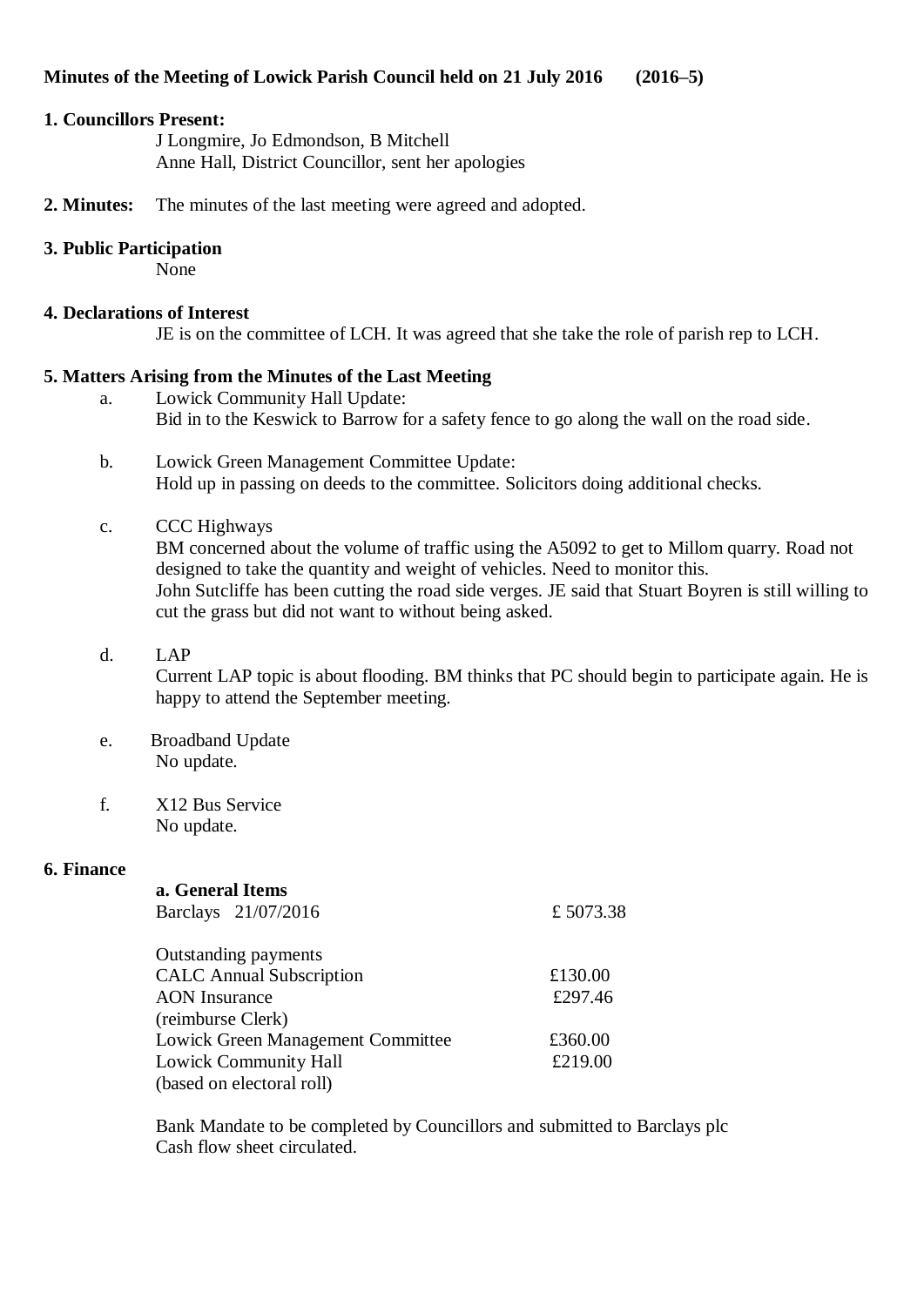**Minutes of the Meeting of Lowick Parish Council held on 21 July 2016 (2016–5)**

**1. Councillors Present:**

J Longmire, Jo Edmondson, B Mitchell
Anne Hall, District Councillor, sent her apologies

**2. Minutes:** The minutes of the last meeting were agreed and adopted.

**3. Public Participation**

None

**4. Declarations of Interest**

JE is on the committee of LCH. It was agreed that she take the role of parish rep to LCH.

**5. Matters Arising from the Minutes of the Last Meeting**

a. Lowick Community Hall Update:
Bid in to the Keswick to Barrow for a safety fence to go along the wall on the road side.

b. Lowick Green Management Committee Update:
Hold up in passing on deeds to the committee. Solicitors doing additional checks.

c. CCC Highways
BM concerned about the volume of traffic using the A5092 to get to Millom quarry. Road not designed to take the quantity and weight of vehicles. Need to monitor this.
John Sutcliffe has been cutting the road side verges. JE said that Stuart Boyren is still willing to cut the grass but did not want to without being asked.

d. LAP
Current LAP topic is about flooding. BM thinks that PC should begin to participate again. He is happy to attend the September meeting.

e. Broadband Update
No update.

f. X12 Bus Service
No update.

**6. Finance**

**a. General Items**

| | |
|---|---|
| Barclays 21/07/2016 | £ 5073.38 |
| | |
| Outstanding payments | |
| CALC Annual Subscription | £130.00 |
| AON Insurance (reimburse Clerk) | £297.46 |
| Lowick Green Management Committee | £360.00 |
| Lowick Community Hall (based on electoral roll) | £219.00 |

Bank Mandate to be completed by Councillors and submitted to Barclays plc
Cash flow sheet circulated.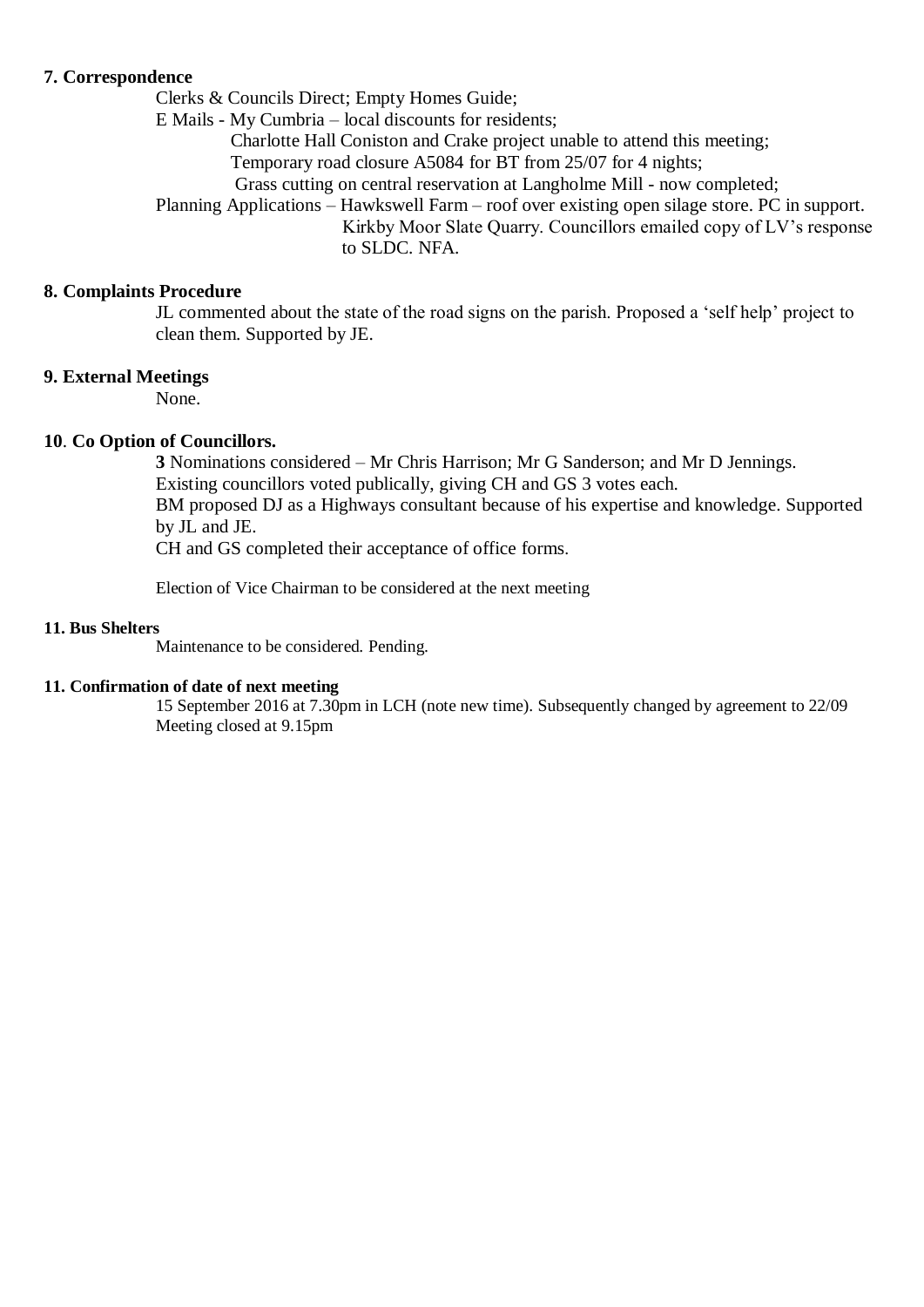**7. Correspondence**

Clerks & Councils Direct; Empty Homes Guide;

E Mails - My Cumbria – local discounts for residents;

Charlotte Hall Coniston and Crake project unable to attend this meeting;

Temporary road closure A5084 for BT from 25/07 for 4 nights;

Grass cutting on central reservation at Langholme Mill - now completed;

Planning Applications – Hawkswell Farm – roof over existing open silage store. PC in support.

Kirkby Moor Slate Quarry. Councillors emailed copy of LV's response to SLDC. NFA.

**8. Complaints Procedure**

JL commented about the state of the road signs on the parish. Proposed a 'self help' project to clean them. Supported by JE.

**9. External Meetings**

None.

**10**. **Co Option of Councillors.**

**3** Nominations considered – Mr Chris Harrison; Mr G Sanderson; and Mr D Jennings.
Existing councillors voted publically, giving CH and GS 3 votes each.
BM proposed DJ as a Highways consultant because of his expertise and knowledge. Supported by JL and JE.
CH and GS completed their acceptance of office forms.

Election of Vice Chairman to be considered at the next meeting

**11. Bus Shelters**

Maintenance to be considered. Pending.

**11. Confirmation of date of next meeting**

15 September 2016 at 7.30pm in LCH (note new time). Subsequently changed by agreement to 22/09
Meeting closed at 9.15pm